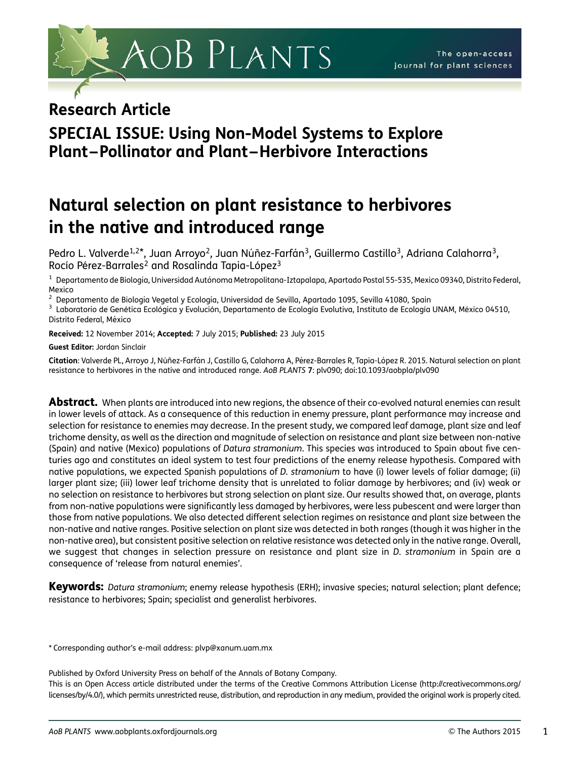## Research Article

## SPECIAL ISSUE: Using Non-Model Systems to Explore Plant–Pollinator and Plant–Herbivore Interactions

# Natural selection on plant resistance to herbivores in the native and introduced range

Pedro L. Valverde[1,2]*, Juan Arroyo[2], Juan Núñez-Farfán[3], Guillermo Castillo[3], Adriana Calahorra[3], Rocío Pérez-Barrales[2] and Rosalinda Tapia-López[3]

[1] Departamento de Biología, Universidad Autónoma Metropolitana-Iztapalapa, Apartado Postal 55-535, Mexico 09340, Distrito Federal, Mexico

[2] Departamento de Biología Vegetal y Ecología, Universidad de Sevilla, Apartado 1095, Sevilla 41080, Spain

[3] Laboratorio de Genética Ecológica y Evolución, Departamento de Ecología Evolutiva, Instituto de Ecología UNAM, México 04510, Distrito Federal, México

**Received:** 12 November 2014; **Accepted:** 7 July 2015; **Published:** 23 July 2015

**Guest Editor:** Jordan Sinclair

**Citation**: Valverde PL, Arroyo J, Núñez-Farfán J, Castillo G, Calahorra A, Pérez-Barrales R, Tapia-López R. 2015. Natural selection on plant resistance to herbivores in the native and introduced range. *AoB PLANTS* **7**: plv090; doi:10.1093/aobpla/plv090

**Abstract.** When plants are introduced into new regions, the absence of their co-evolved natural enemies can result in lower levels of attack. As a consequence of this reduction in enemy pressure, plant performance may increase and selection for resistance to enemies may decrease. In the present study, we compared leaf damage, plant size and leaf trichome density, as well as the direction and magnitude of selection on resistance and plant size between non-native (Spain) and native (Mexico) populations of *Datura stramonium*. This species was introduced to Spain about five centuries ago and constitutes an ideal system to test four predictions of the enemy release hypothesis. Compared with native populations, we expected Spanish populations of *D. stramonium* to have (i) lower levels of foliar damage; (ii) larger plant size; (iii) lower leaf trichome density that is unrelated to foliar damage by herbivores; and (iv) weak or no selection on resistance to herbivores but strong selection on plant size. Our results showed that, on average, plants from non-native populations were significantly less damaged by herbivores, were less pubescent and were larger than those from native populations. We also detected different selection regimes on resistance and plant size between the non-native and native ranges. Positive selection on plant size was detected in both ranges (though it was higher in the non-native area), but consistent positive selection on relative resistance was detected only in the native range. Overall, we suggest that changes in selection pressure on resistance and plant size in *D. stramonium* in Spain are a consequence of 'release from natural enemies'.

**Keywords:** *Datura stramonium*; enemy release hypothesis (ERH); invasive species; natural selection; plant defence; resistance to herbivores; Spain; specialist and generalist herbivores.

\* Corresponding author's e-mail address: plvp@xanum.uam.mx

Published by Oxford University Press on behalf of the Annals of Botany Company.
This is an Open Access article distributed under the terms of the Creative Commons Attribution License (http://creativecommons.org/licenses/by/4.0/), which permits unrestricted reuse, distribution, and reproduction in any medium, provided the original work is properly cited.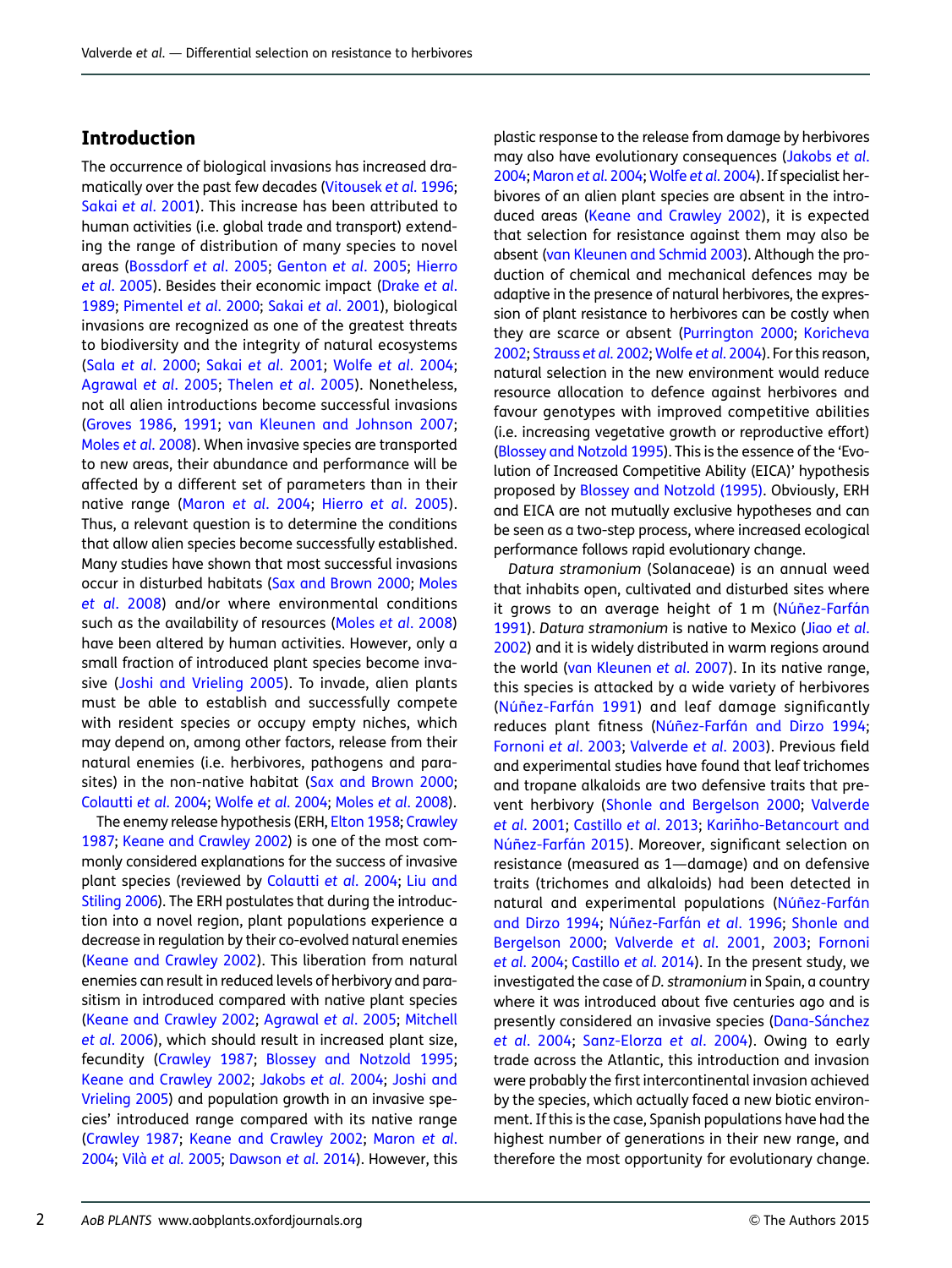## Introduction

The occurrence of biological invasions has increased dramatically over the past few decades (Vitousek *et al.* 1996; Sakai *et al.* 2001). This increase has been attributed to human activities (i.e. global trade and transport) extending the range of distribution of many species to novel areas (Bossdorf *et al.* 2005; Genton *et al.* 2005; Hierro *et al.* 2005). Besides their economic impact (Drake *et al.* 1989; Pimentel *et al.* 2000; Sakai *et al.* 2001), biological invasions are recognized as one of the greatest threats to biodiversity and the integrity of natural ecosystems (Sala *et al.* 2000; Sakai *et al.* 2001; Wolfe *et al.* 2004; Agrawal *et al.* 2005; Thelen *et al.* 2005). Nonetheless, not all alien introductions become successful invasions (Groves 1986, 1991; van Kleunen and Johnson 2007; Moles *et al.* 2008). When invasive species are transported to new areas, their abundance and performance will be affected by a different set of parameters than in their native range (Maron *et al.* 2004; Hierro *et al.* 2005). Thus, a relevant question is to determine the conditions that allow alien species become successfully established. Many studies have shown that most successful invasions occur in disturbed habitats (Sax and Brown 2000; Moles *et al.* 2008) and/or where environmental conditions such as the availability of resources (Moles *et al.* 2008) have been altered by human activities. However, only a small fraction of introduced plant species become invasive (Joshi and Vrieling 2005). To invade, alien plants must be able to establish and successfully compete with resident species or occupy empty niches, which may depend on, among other factors, release from their natural enemies (i.e. herbivores, pathogens and parasites) in the non-native habitat (Sax and Brown 2000; Colautti *et al.* 2004; Wolfe *et al.* 2004; Moles *et al.* 2008).

The enemy release hypothesis (ERH, Elton 1958; Crawley 1987; Keane and Crawley 2002) is one of the most commonly considered explanations for the success of invasive plant species (reviewed by Colautti *et al.* 2004; Liu and Stiling 2006). The ERH postulates that during the introduction into a novel region, plant populations experience a decrease in regulation by their co-evolved natural enemies (Keane and Crawley 2002). This liberation from natural enemies can result in reduced levels of herbivory and parasitism in introduced compared with native plant species (Keane and Crawley 2002; Agrawal *et al.* 2005; Mitchell *et al.* 2006), which should result in increased plant size, fecundity (Crawley 1987; Blossey and Notzold 1995; Keane and Crawley 2002; Jakobs *et al.* 2004; Joshi and Vrieling 2005) and population growth in an invasive species' introduced range compared with its native range (Crawley 1987; Keane and Crawley 2002; Maron *et al.* 2004; Vilà *et al.* 2005; Dawson *et al.* 2014). However, this plastic response to the release from damage by herbivores may also have evolutionary consequences (Jakobs *et al.* 2004; Maron *et al.* 2004; Wolfe *et al.* 2004). If specialist herbivores of an alien plant species are absent in the introduced areas (Keane and Crawley 2002), it is expected that selection for resistance against them may also be absent (van Kleunen and Schmid 2003). Although the production of chemical and mechanical defences may be adaptive in the presence of natural herbivores, the expression of plant resistance to herbivores can be costly when they are scarce or absent (Purrington 2000; Koricheva 2002; Strauss *et al.* 2002; Wolfe *et al.* 2004). For this reason, natural selection in the new environment would reduce resource allocation to defence against herbivores and favour genotypes with improved competitive abilities (i.e. increasing vegetative growth or reproductive effort) (Blossey and Notzold 1995). This is the essence of the 'Evolution of Increased Competitive Ability (EICA)' hypothesis proposed by Blossey and Notzold (1995). Obviously, ERH and EICA are not mutually exclusive hypotheses and can be seen as a two-step process, where increased ecological performance follows rapid evolutionary change.

*Datura stramonium* (Solanaceae) is an annual weed that inhabits open, cultivated and disturbed sites where it grows to an average height of 1 m (Núñez-Farfán 1991). *Datura stramonium* is native to Mexico (Jiao *et al.* 2002) and it is widely distributed in warm regions around the world (van Kleunen *et al.* 2007). In its native range, this species is attacked by a wide variety of herbivores (Núñez-Farfán 1991) and leaf damage significantly reduces plant fitness (Núñez-Farfán and Dirzo 1994; Fornoni *et al.* 2003; Valverde *et al.* 2003). Previous field and experimental studies have found that leaf trichomes and tropane alkaloids are two defensive traits that prevent herbivory (Shonle and Bergelson 2000; Valverde *et al.* 2001; Castillo *et al.* 2013; Kariñho-Betancourt and Núñez-Farfán 2015). Moreover, significant selection on resistance (measured as 1—damage) and on defensive traits (trichomes and alkaloids) had been detected in natural and experimental populations (Núñez-Farfán and Dirzo 1994; Núñez-Farfán *et al.* 1996; Shonle and Bergelson 2000; Valverde *et al.* 2001, 2003; Fornoni *et al.* 2004; Castillo *et al.* 2014). In the present study, we investigated the case of *D. stramonium* in Spain, a country where it was introduced about five centuries ago and is presently considered an invasive species (Dana-Sánchez *et al.* 2004; Sanz-Elorza *et al.* 2004). Owing to early trade across the Atlantic, this introduction and invasion were probably the first intercontinental invasion achieved by the species, which actually faced a new biotic environment. If this is the case, Spanish populations have had the highest number of generations in their new range, and therefore the most opportunity for evolutionary change.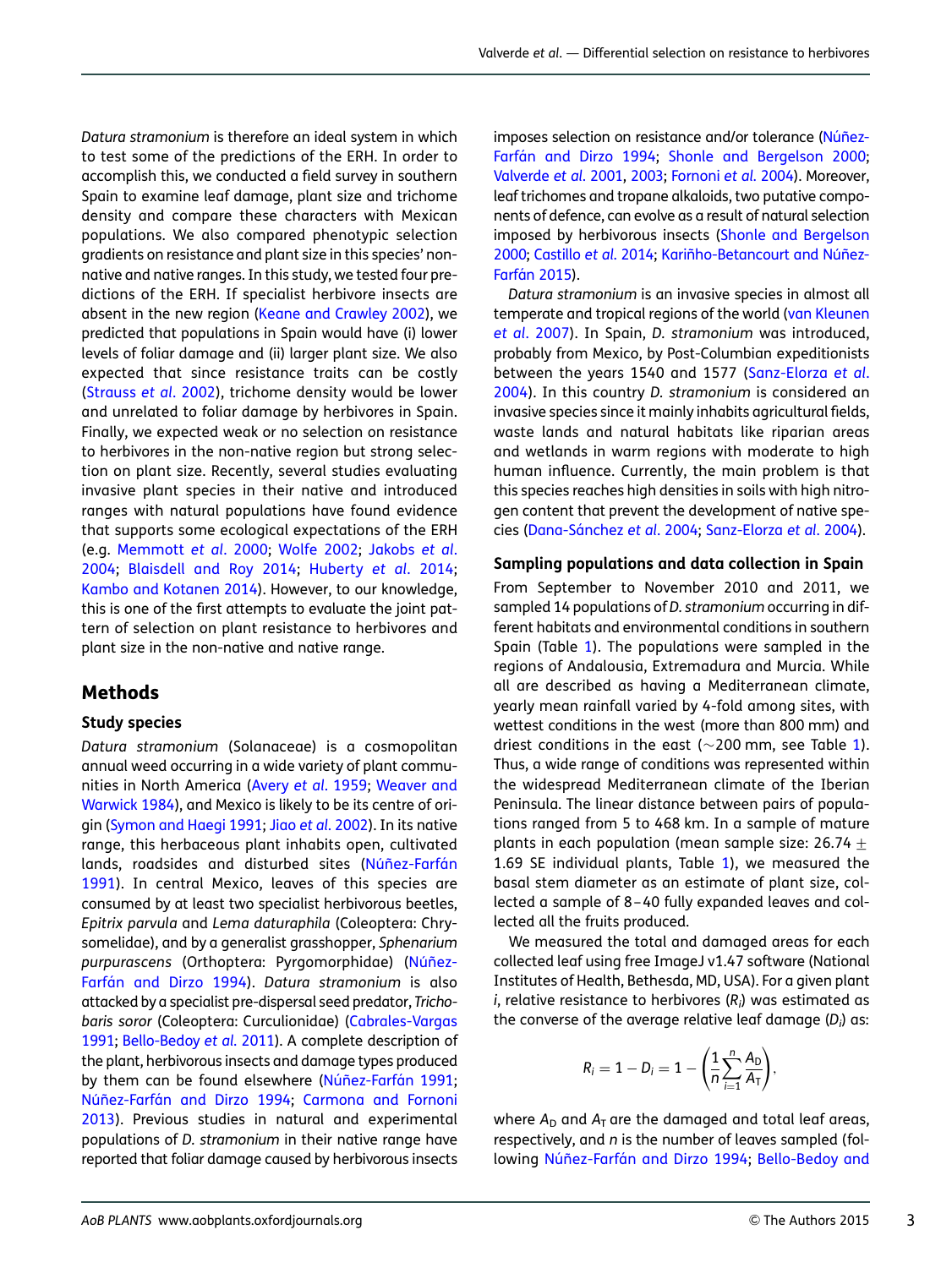*Datura stramonium* is therefore an ideal system in which to test some of the predictions of the ERH. In order to accomplish this, we conducted a field survey in southern Spain to examine leaf damage, plant size and trichome density and compare these characters with Mexican populations. We also compared phenotypic selection gradients on resistance and plant size in this species' non-native and native ranges. In this study, we tested four predictions of the ERH. If specialist herbivore insects are absent in the new region (Keane and Crawley 2002), we predicted that populations in Spain would have (i) lower levels of foliar damage and (ii) larger plant size. We also expected that since resistance traits can be costly (Strauss *et al.* 2002), trichome density would be lower and unrelated to foliar damage by herbivores in Spain. Finally, we expected weak or no selection on resistance to herbivores in the non-native region but strong selection on plant size. Recently, several studies evaluating invasive plant species in their native and introduced ranges with natural populations have found evidence that supports some ecological expectations of the ERH (e.g. Memmott *et al.* 2000; Wolfe 2002; Jakobs *et al.* 2004; Blaisdell and Roy 2014; Huberty *et al.* 2014; Kambo and Kotanen 2014). However, to our knowledge, this is one of the first attempts to evaluate the joint pattern of selection on plant resistance to herbivores and plant size in the non-native and native range.

## Methods

### Study species

*Datura stramonium* (Solanaceae) is a cosmopolitan annual weed occurring in a wide variety of plant communities in North America (Avery *et al.* 1959; Weaver and Warwick 1984), and Mexico is likely to be its centre of origin (Symon and Haegi 1991; Jiao *et al.* 2002). In its native range, this herbaceous plant inhabits open, cultivated lands, roadsides and disturbed sites (Núñez-Farfán 1991). In central Mexico, leaves of this species are consumed by at least two specialist herbivorous beetles, *Epitrix parvula* and *Lema daturaphila* (Coleoptera: Chrysomelidae), and by a generalist grasshopper, *Sphenarium purpurascens* (Orthoptera: Pyrgomorphidae) (Núñez-Farfán and Dirzo 1994). *Datura stramonium* is also attacked by a specialist pre-dispersal seed predator, *Trichobaris soror* (Coleoptera: Curculionidae) (Cabrales-Vargas 1991; Bello-Bedoy *et al.* 2011). A complete description of the plant, herbivorous insects and damage types produced by them can be found elsewhere (Núñez-Farfán 1991; Núñez-Farfán and Dirzo 1994; Carmona and Fornoni 2013). Previous studies in natural and experimental populations of *D. stramonium* in their native range have reported that foliar damage caused by herbivorous insects imposes selection on resistance and/or tolerance (Núñez-Farfán and Dirzo 1994; Shonle and Bergelson 2000; Valverde *et al.* 2001, 2003; Fornoni *et al.* 2004). Moreover, leaf trichomes and tropane alkaloids, two putative components of defence, can evolve as a result of natural selection imposed by herbivorous insects (Shonle and Bergelson 2000; Castillo *et al.* 2014; Kariñho-Betancourt and Núñez-Farfán 2015).

*Datura stramonium* is an invasive species in almost all temperate and tropical regions of the world (van Kleunen *et al.* 2007). In Spain, *D. stramonium* was introduced, probably from Mexico, by Post-Columbian expeditionists between the years 1540 and 1577 (Sanz-Elorza *et al.* 2004). In this country *D. stramonium* is considered an invasive species since it mainly inhabits agricultural fields, waste lands and natural habitats like riparian areas and wetlands in warm regions with moderate to high human influence. Currently, the main problem is that this species reaches high densities in soils with high nitrogen content that prevent the development of native species (Dana-Sánchez *et al.* 2004; Sanz-Elorza *et al.* 2004).

### Sampling populations and data collection in Spain

From September to November 2010 and 2011, we sampled 14 populations of *D. stramonium* occurring in different habitats and environmental conditions in southern Spain (Table 1). The populations were sampled in the regions of Andalousia, Extremadura and Murcia. While all are described as having a Mediterranean climate, yearly mean rainfall varied by 4-fold among sites, with wettest conditions in the west (more than 800 mm) and driest conditions in the east (~200 mm, see Table 1). Thus, a wide range of conditions was represented within the widespread Mediterranean climate of the Iberian Peninsula. The linear distance between pairs of populations ranged from 5 to 468 km. In a sample of mature plants in each population (mean sample size: 26.74 ± 1.69 SE individual plants, Table 1), we measured the basal stem diameter as an estimate of plant size, collected a sample of 8–40 fully expanded leaves and collected all the fruits produced.

We measured the total and damaged areas for each collected leaf using free ImageJ v1.47 software (National Institutes of Health, Bethesda, MD, USA). For a given plant $i$, relative resistance to herbivores ($R_i$) was estimated as the converse of the average relative leaf damage ($D_i$) as:

$$R_i = 1 - D_i = 1 - \left(\frac{1}{n}\sum_{i=1}^{n}\frac{A_D}{A_T}\right),$$

where $A_D$ and $A_T$ are the damaged and total leaf areas, respectively, and $n$ is the number of leaves sampled (following Núñez-Farfán and Dirzo 1994; Bello-Bedoy and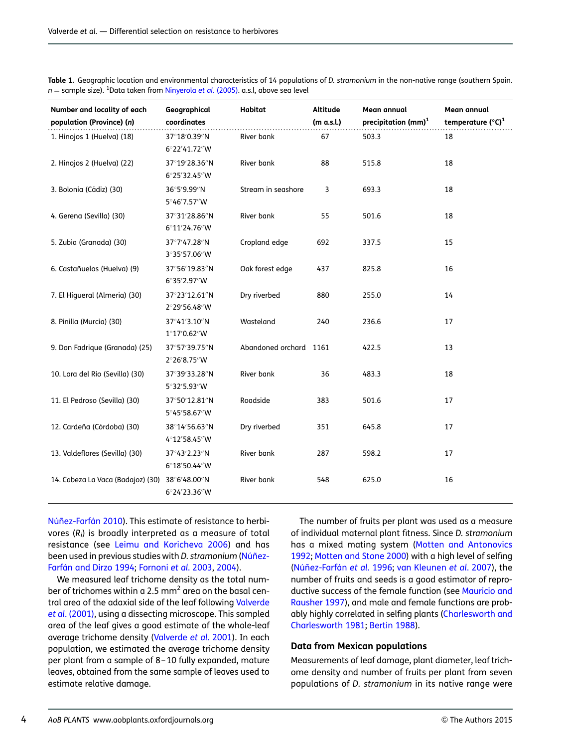**Table 1.** Geographic location and environmental characteristics of 14 populations of *D. stramonium* in the non-native range (southern Spain. $n$ = sample size). [1]Data taken from Ninyerola *et al.* (2005). a.s.l, above sea level

| Number and locality of each population (Province) ($n$) | Geographical coordinates | Habitat | Altitude (m a.s.l.) | Mean annual precipitation (mm)[1] | Mean annual temperature (°C)[1] |
|---|---|---|---|---|---|
| 1. Hinojos 1 (Huelva) (18) | 37°18′0.39″N 6°22′41.72″W | River bank | 67 | 503.3 | 18 |
| 2. Hinojos 2 (Huelva) (22) | 37°19′28.36″N 6°25′32.45″W | River bank | 88 | 515.8 | 18 |
| 3. Bolonia (Cádiz) (30) | 36°5′9.99″N 5°46′7.57″W | Stream in seashore | 3 | 693.3 | 18 |
| 4. Gerena (Sevilla) (30) | 37°31′28.86″N 6°11′24.76″W | River bank | 55 | 501.6 | 18 |
| 5. Zubia (Granada) (30) | 37°7′47.28″N 3°35′57.06″W | Cropland edge | 692 | 337.5 | 15 |
| 6. Castañuelos (Huelva) (9) | 37°56′19.83″N 6°35′2.97″W | Oak forest edge | 437 | 825.8 | 16 |
| 7. El Higueral (Almería) (30) | 37°23′12.61″N 2°29′56.48″W | Dry riverbed | 880 | 255.0 | 14 |
| 8. Pinilla (Murcia) (30) | 37°41′3.10″N 1°17′0.62″W | Wasteland | 240 | 236.6 | 17 |
| 9. Don Fadrique (Granada) (25) | 37°57′39.75″N 2°26′8.75″W | Abandoned orchard | 1161 | 422.5 | 13 |
| 10. Lora del Río (Sevilla) (30) | 37°39′33.28″N 5°32′5.93″W | River bank | 36 | 483.3 | 18 |
| 11. El Pedroso (Sevilla) (30) | 37°50′12.81″N 5°45′58.67″W | Roadside | 383 | 501.6 | 17 |
| 12. Cardeña (Córdoba) (30) | 38°14′56.63″N 4°12′58.45″W | Dry riverbed | 351 | 645.8 | 17 |
| 13. Valdeflores (Sevilla) (30) | 37°43′2.23″N 6°18′50.44″W | River bank | 287 | 598.2 | 17 |
| 14. Cabeza La Vaca (Badajoz) (30) | 38°6′48.00″N 6°24′23.36″W | River bank | 548 | 625.0 | 16 |

Núñez-Farfán 2010). This estimate of resistance to herbivores ($R_i$) is broadly interpreted as a measure of total resistance (see Leimu and Koricheva 2006) and has been used in previous studies with *D. stramonium* (Núñez-Farfán and Dirzo 1994; Fornoni *et al.* 2003, 2004).

We measured leaf trichome density as the total number of trichomes within a 2.5 mm$^2$ area on the basal central area of the adaxial side of the leaf following Valverde *et al.* (2001), using a dissecting microscope. This sampled area of the leaf gives a good estimate of the whole-leaf average trichome density (Valverde *et al.* 2001). In each population, we estimated the average trichome density per plant from a sample of 8–10 fully expanded, mature leaves, obtained from the same sample of leaves used to estimate relative damage.

The number of fruits per plant was used as a measure of individual maternal plant fitness. Since *D. stramonium* has a mixed mating system (Motten and Antonovics 1992; Motten and Stone 2000) with a high level of selfing (Núñez-Farfán *et al.* 1996; van Kleunen *et al.* 2007), the number of fruits and seeds is a good estimator of reproductive success of the female function (see Mauricio and Rausher 1997), and male and female functions are probably highly correlated in selfing plants (Charlesworth and Charlesworth 1981; Bertin 1988).

### Data from Mexican populations

Measurements of leaf damage, plant diameter, leaf trichome density and number of fruits per plant from seven populations of *D. stramonium* in its native range were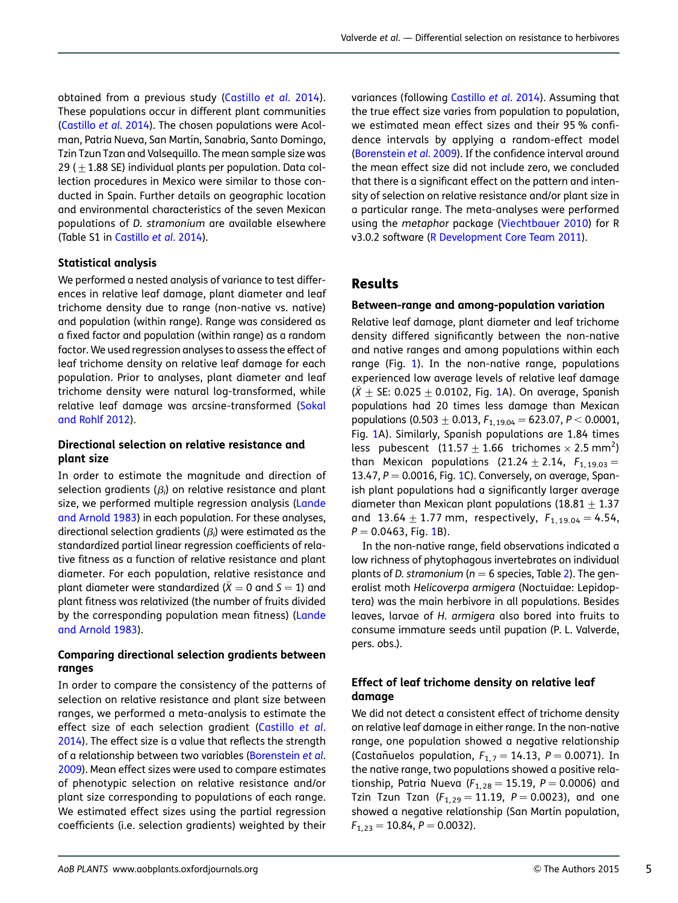obtained from a previous study (Castillo *et al.* 2014). These populations occur in different plant communities (Castillo *et al.* 2014). The chosen populations were Acolman, Patria Nueva, San Martín, Sanabria, Santo Domingo, Tzin Tzun Tzan and Valsequillo. The mean sample size was 29 ($\pm$1.88 SE) individual plants per population. Data collection procedures in Mexico were similar to those conducted in Spain. Further details on geographic location and environmental characteristics of the seven Mexican populations of *D. stramonium* are available elsewhere (Table S1 in Castillo *et al.* 2014).

### Statistical analysis

We performed a nested analysis of variance to test differences in relative leaf damage, plant diameter and leaf trichome density due to range (non-native vs. native) and population (within range). Range was considered as a fixed factor and population (within range) as a random factor. We used regression analyses to assess the effect of leaf trichome density on relative leaf damage for each population. Prior to analyses, plant diameter and leaf trichome density were natural log-transformed, while relative leaf damage was arcsine-transformed (Sokal and Rohlf 2012).

### Directional selection on relative resistance and plant size

In order to estimate the magnitude and direction of selection gradients ($\beta_i$) on relative resistance and plant size, we performed multiple regression analysis (Lande and Arnold 1983) in each population. For these analyses, directional selection gradients ($\beta_i$) were estimated as the standardized partial linear regression coefficients of relative fitness as a function of relative resistance and plant diameter. For each population, relative resistance and plant diameter were standardized ($\bar{X}=0$ and $S=1$) and plant fitness was relativized (the number of fruits divided by the corresponding population mean fitness) (Lande and Arnold 1983).

### Comparing directional selection gradients between ranges

In order to compare the consistency of the patterns of selection on relative resistance and plant size between ranges, we performed a meta-analysis to estimate the effect size of each selection gradient (Castillo *et al.* 2014). The effect size is a value that reflects the strength of a relationship between two variables (Borenstein *et al.* 2009). Mean effect sizes were used to compare estimates of phenotypic selection on relative resistance and/or plant size corresponding to populations of each range. We estimated effect sizes using the partial regression coefficients (i.e. selection gradients) weighted by their variances (following Castillo *et al.* 2014). Assuming that the true effect size varies from population to population, we estimated mean effect sizes and their 95 % confidence intervals by applying a random-effect model (Borenstein *et al.* 2009). If the confidence interval around the mean effect size did not include zero, we concluded that there is a significant effect on the pattern and intensity of selection on relative resistance and/or plant size in a particular range. The meta-analyses were performed using the *metaphor* package (Viechtbauer 2010) for R v3.0.2 software (R Development Core Team 2011).

## Results

### Between-range and among-population variation

Relative leaf damage, plant diameter and leaf trichome density differed significantly between the non-native and native ranges and among populations within each range (Fig. 1). In the non-native range, populations experienced low average levels of relative leaf damage ($\bar{X}\pm$ SE: 0.025 $\pm$ 0.0102, Fig. 1A). On average, Spanish populations had 20 times less damage than Mexican populations (0.503 $\pm$ 0.013, $F_{1,19.04}=623.07$, $P<0.0001$, Fig. 1A). Similarly, Spanish populations are 1.84 times less pubescent (11.57 $\pm$ 1.66 trichomes $\times$ 2.5 mm$^2$) than Mexican populations (21.24 $\pm$ 2.14, $F_{1,19.03}=13.47$, $P=0.0016$, Fig. 1C). Conversely, on average, Spanish plant populations had a significantly larger average diameter than Mexican plant populations (18.81 $\pm$ 1.37 and 13.64 $\pm$ 1.77 mm, respectively, $F_{1,19.04}=4.54$, $P=0.0463$, Fig. 1B).

In the non-native range, field observations indicated a low richness of phytophagous invertebrates on individual plants of *D. stramonium* ($n=6$ species, Table 2). The generalist moth *Helicoverpa armigera* (Noctuidae: Lepidoptera) was the main herbivore in all populations. Besides leaves, larvae of *H. armigera* also bored into fruits to consume immature seeds until pupation (P. L. Valverde, pers. obs.).

### Effect of leaf trichome density on relative leaf damage

We did not detect a consistent effect of trichome density on relative leaf damage in either range. In the non-native range, one population showed a negative relationship (Castañuelos population, $F_{1,7}=14.13$, $P=0.0071$). In the native range, two populations showed a positive relationship, Patria Nueva ($F_{1,28}=15.19$, $P=0.0006$) and Tzin Tzun Tzan ($F_{1,29}=11.19$, $P=0.0023$), and one showed a negative relationship (San Martín population, $F_{1,23}=10.84$, $P=0.0032$).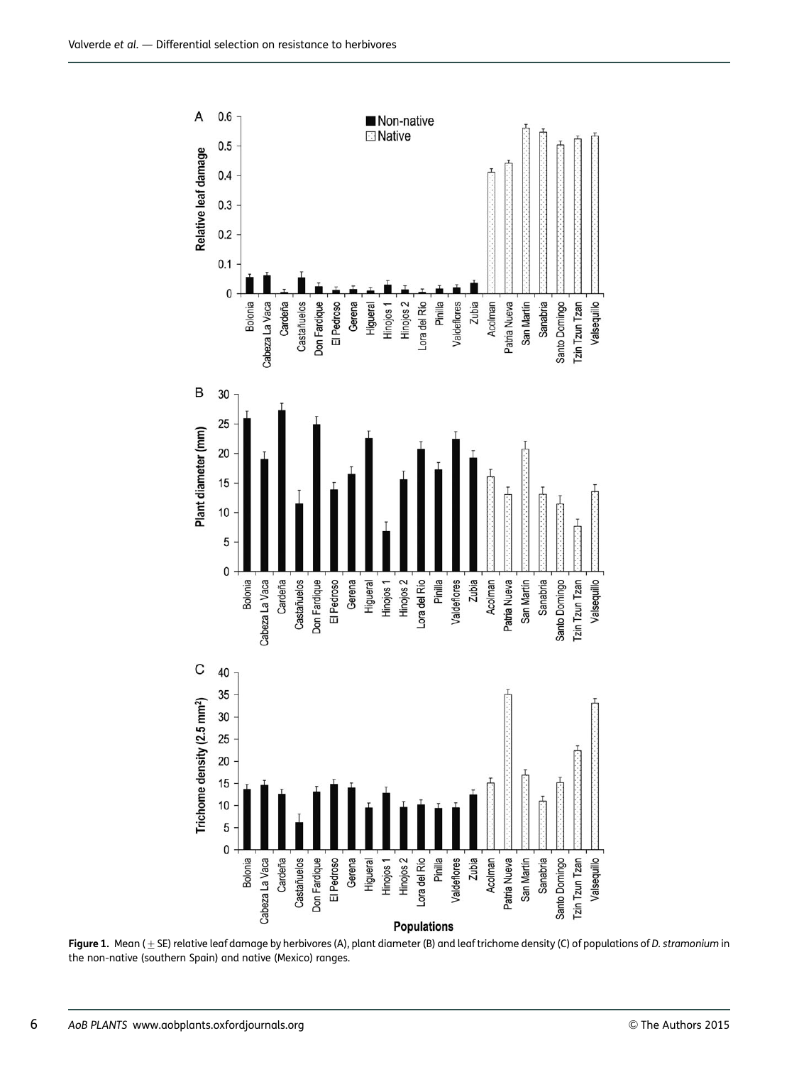**Figure 1.** Mean (± SE) relative leaf damage by herbivores (A), plant diameter (B) and leaf trichome density (C) of populations of *D. stramonium* in the non-native (southern Spain) and native (Mexico) ranges.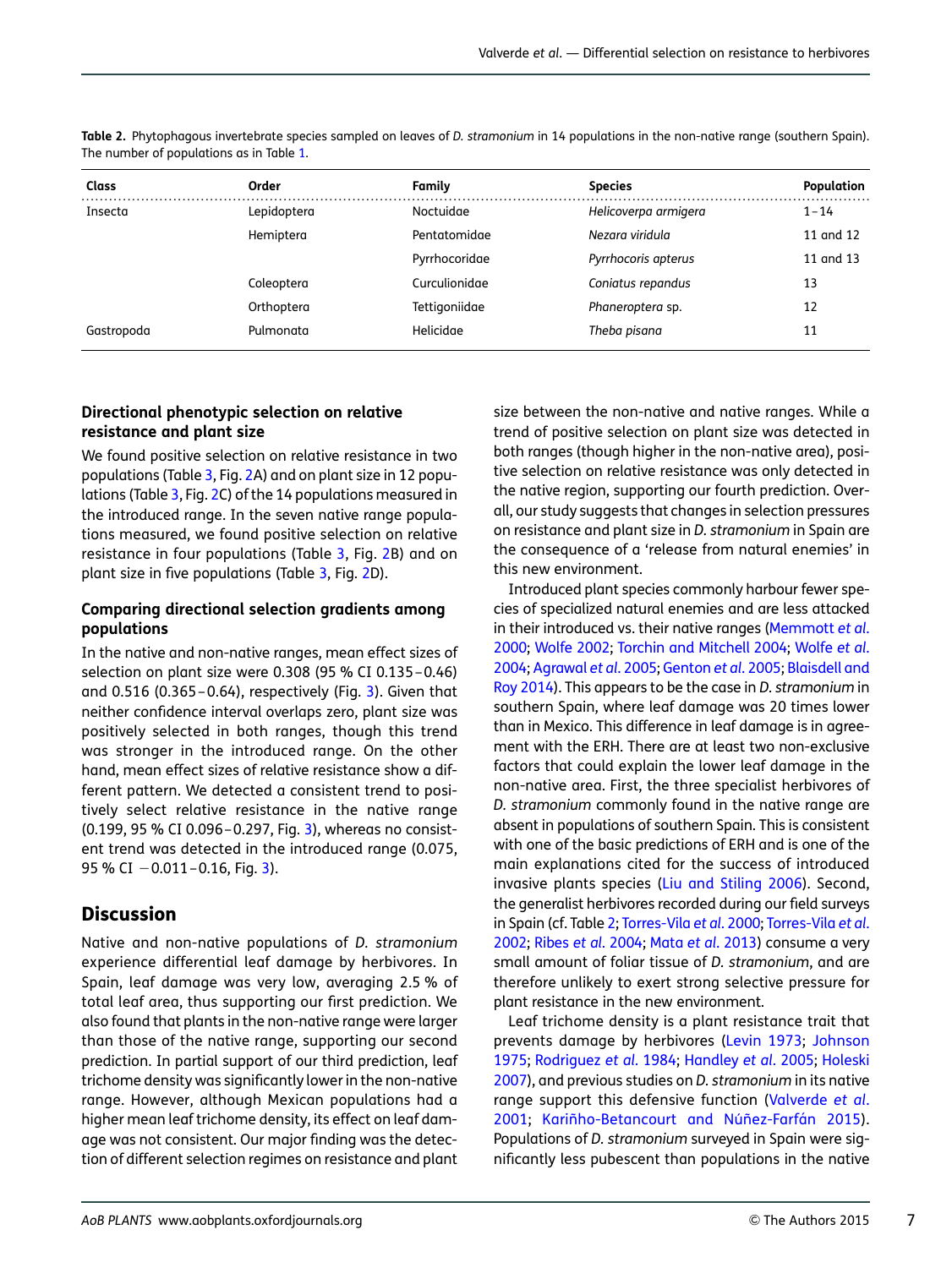**Table 2.** Phytophagous invertebrate species sampled on leaves of *D. stramonium* in 14 populations in the non-native range (southern Spain). The number of populations as in Table 1.

| Class | Order | Family | Species | Population |
|---|---|---|---|---|
| Insecta | Lepidoptera | Noctuidae | *Helicoverpa armigera* | 1–14 |
| | Hemiptera | Pentatomidae | *Nezara viridula* | 11 and 12 |
| | | Pyrrhocoridae | *Pyrrhocoris apterus* | 11 and 13 |
| | Coleoptera | Curculionidae | *Coniatus repandus* | 13 |
| | Orthoptera | Tettigoniidae | *Phaneroptera* sp. | 12 |
| Gastropoda | Pulmonata | Helicidae | *Theba pisana* | 11 |

### Directional phenotypic selection on relative resistance and plant size

We found positive selection on relative resistance in two populations (Table 3, Fig. 2A) and on plant size in 12 populations (Table 3, Fig. 2C) of the 14 populations measured in the introduced range. In the seven native range populations measured, we found positive selection on relative resistance in four populations (Table 3, Fig. 2B) and on plant size in five populations (Table 3, Fig. 2D).

### Comparing directional selection gradients among populations

In the native and non-native ranges, mean effect sizes of selection on plant size were 0.308 (95 % CI 0.135–0.46) and 0.516 (0.365–0.64), respectively (Fig. 3). Given that neither confidence interval overlaps zero, plant size was positively selected in both ranges, though this trend was stronger in the introduced range. On the other hand, mean effect sizes of relative resistance show a different pattern. We detected a consistent trend to positively select relative resistance in the native range (0.199, 95 % CI 0.096–0.297, Fig. 3), whereas no consistent trend was detected in the introduced range (0.075, 95 % CI −0.011–0.16, Fig. 3).

## Discussion

Native and non-native populations of *D. stramonium* experience differential leaf damage by herbivores. In Spain, leaf damage was very low, averaging 2.5 % of total leaf area, thus supporting our first prediction. We also found that plants in the non-native range were larger than those of the native range, supporting our second prediction. In partial support of our third prediction, leaf trichome density was significantly lower in the non-native range. However, although Mexican populations had a higher mean leaf trichome density, its effect on leaf damage was not consistent. Our major finding was the detection of different selection regimes on resistance and plant size between the non-native and native ranges. While a trend of positive selection on plant size was detected in both ranges (though higher in the non-native area), positive selection on relative resistance was only detected in the native region, supporting our fourth prediction. Overall, our study suggests that changes in selection pressures on resistance and plant size in *D. stramonium* in Spain are the consequence of a 'release from natural enemies' in this new environment.

Introduced plant species commonly harbour fewer species of specialized natural enemies and are less attacked in their introduced vs. their native ranges (Memmott *et al.* 2000; Wolfe 2002; Torchin and Mitchell 2004; Wolfe *et al.* 2004; Agrawal *et al.* 2005; Genton *et al.* 2005; Blaisdell and Roy 2014). This appears to be the case in *D. stramonium* in southern Spain, where leaf damage was 20 times lower than in Mexico. This difference in leaf damage is in agreement with the ERH. There are at least two non-exclusive factors that could explain the lower leaf damage in the non-native area. First, the three specialist herbivores of *D. stramonium* commonly found in the native range are absent in populations of southern Spain. This is consistent with one of the basic predictions of ERH and is one of the main explanations cited for the success of introduced invasive plants species (Liu and Stiling 2006). Second, the generalist herbivores recorded during our field surveys in Spain (cf. Table 2; Torres-Vila *et al.* 2000; Torres-Vila *et al.* 2002; Ribes *et al.* 2004; Mata *et al.* 2013) consume a very small amount of foliar tissue of *D. stramonium*, and are therefore unlikely to exert strong selective pressure for plant resistance in the new environment.

Leaf trichome density is a plant resistance trait that prevents damage by herbivores (Levin 1973; Johnson 1975; Rodriguez *et al.* 1984; Handley *et al.* 2005; Holeski 2007), and previous studies on *D. stramonium* in its native range support this defensive function (Valverde *et al.* 2001; Kariñho-Betancourt and Núñez-Farfán 2015). Populations of *D. stramonium* surveyed in Spain were significantly less pubescent than populations in the native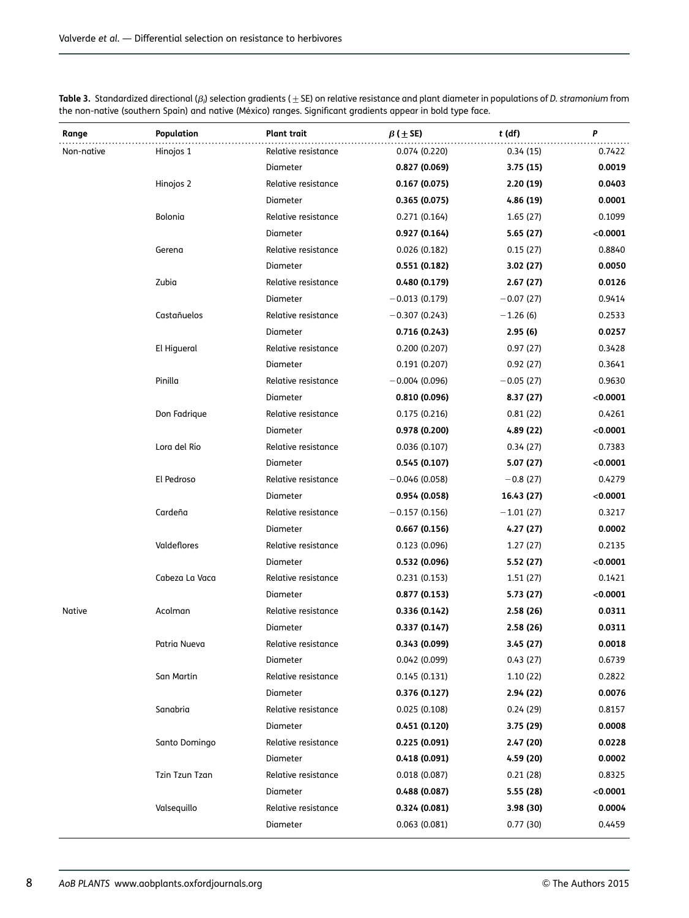**Table 3.** Standardized directional ($\beta_i$) selection gradients (± SE) on relative resistance and plant diameter in populations of *D. stramonium* from the non-native (southern Spain) and native (México) ranges. Significant gradients appear in bold type face.

| Range | Population | Plant trait | $\beta$ (± SE) | *t* (df) | *P* |
|---|---|---|---|---|---|
| Non-native | Hinojos 1 | Relative resistance | 0.074 (0.220) | 0.34 (15) | 0.7422 |
| | | Diameter | **0.827 (0.069)** | **3.75 (15)** | **0.0019** |
| | Hinojos 2 | Relative resistance | **0.167 (0.075)** | **2.20 (19)** | **0.0403** |
| | | Diameter | **0.365 (0.075)** | **4.86 (19)** | **0.0001** |
| | Bolonia | Relative resistance | 0.271 (0.164) | 1.65 (27) | 0.1099 |
| | | Diameter | **0.927 (0.164)** | **5.65 (27)** | **<0.0001** |
| | Gerena | Relative resistance | 0.026 (0.182) | 0.15 (27) | 0.8840 |
| | | Diameter | **0.551 (0.182)** | **3.02 (27)** | **0.0050** |
| | Zubia | Relative resistance | **0.480 (0.179)** | **2.67 (27)** | **0.0126** |
| | | Diameter | −0.013 (0.179) | −0.07 (27) | 0.9414 |
| | Castañuelos | Relative resistance | −0.307 (0.243) | −1.26 (6) | 0.2533 |
| | | Diameter | **0.716 (0.243)** | **2.95 (6)** | **0.0257** |
| | El Higueral | Relative resistance | 0.200 (0.207) | 0.97 (27) | 0.3428 |
| | | Diameter | 0.191 (0.207) | 0.92 (27) | 0.3641 |
| | Pinilla | Relative resistance | −0.004 (0.096) | −0.05 (27) | 0.9630 |
| | | Diameter | **0.810 (0.096)** | **8.37 (27)** | **<0.0001** |
| | Don Fadrique | Relative resistance | 0.175 (0.216) | 0.81 (22) | 0.4261 |
| | | Diameter | **0.978 (0.200)** | **4.89 (22)** | **<0.0001** |
| | Lora del Río | Relative resistance | 0.036 (0.107) | 0.34 (27) | 0.7383 |
| | | Diameter | **0.545 (0.107)** | **5.07 (27)** | **<0.0001** |
| | El Pedroso | Relative resistance | −0.046 (0.058) | −0.8 (27) | 0.4279 |
| | | Diameter | **0.954 (0.058)** | **16.43 (27)** | **<0.0001** |
| | Cardeña | Relative resistance | −0.157 (0.156) | −1.01 (27) | 0.3217 |
| | | Diameter | **0.667 (0.156)** | **4.27 (27)** | **0.0002** |
| | Valdeflores | Relative resistance | 0.123 (0.096) | 1.27 (27) | 0.2135 |
| | | Diameter | **0.532 (0.096)** | **5.52 (27)** | **<0.0001** |
| | Cabeza La Vaca | Relative resistance | 0.231 (0.153) | 1.51 (27) | 0.1421 |
| | | Diameter | **0.877 (0.153)** | **5.73 (27)** | **<0.0001** |
| Native | Acolman | Relative resistance | **0.336 (0.142)** | **2.58 (26)** | **0.0311** |
| | | Diameter | **0.337 (0.147)** | **2.58 (26)** | **0.0311** |
| | Patria Nueva | Relative resistance | **0.343 (0.099)** | **3.45 (27)** | **0.0018** |
| | | Diameter | 0.042 (0.099) | 0.43 (27) | 0.6739 |
| | San Martín | Relative resistance | 0.145 (0.131) | 1.10 (22) | 0.2822 |
| | | Diameter | **0.376 (0.127)** | **2.94 (22)** | **0.0076** |
| | Sanabria | Relative resistance | 0.025 (0.108) | 0.24 (29) | 0.8157 |
| | | Diameter | **0.451 (0.120)** | **3.75 (29)** | **0.0008** |
| | Santo Domingo | Relative resistance | **0.225 (0.091)** | **2.47 (20)** | **0.0228** |
| | | Diameter | **0.418 (0.091)** | **4.59 (20)** | **0.0002** |
| | Tzin Tzun Tzan | Relative resistance | 0.018 (0.087) | 0.21 (28) | 0.8325 |
| | | Diameter | **0.488 (0.087)** | **5.55 (28)** | **<0.0001** |
| | Valsequillo | Relative resistance | **0.324 (0.081)** | **3.98 (30)** | **0.0004** |
| | | Diameter | 0.063 (0.081) | 0.77 (30) | 0.4459 |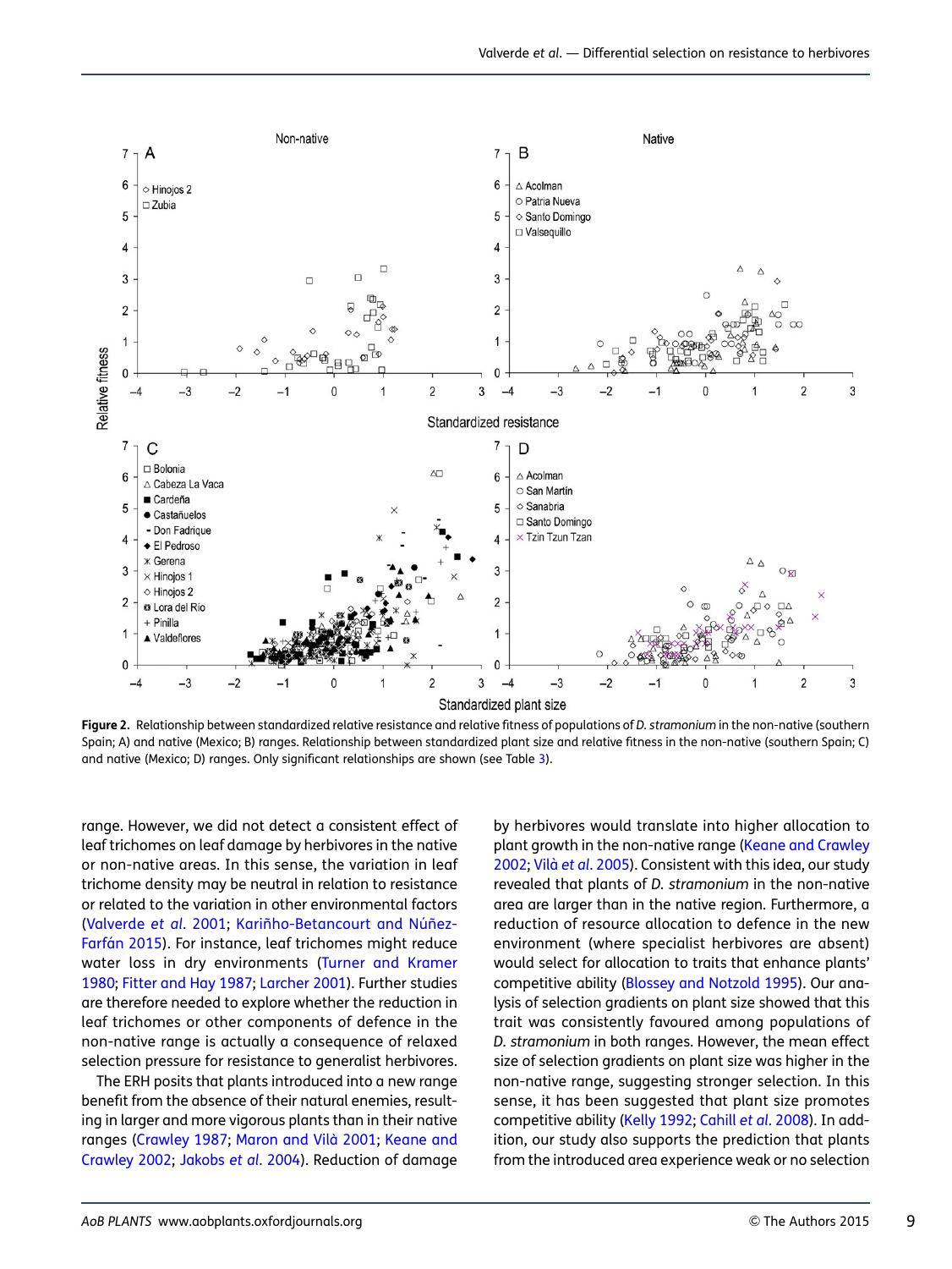**Figure 2.** Relationship between standardized relative resistance and relative fitness of populations of *D. stramonium* in the non-native (southern Spain; A) and native (Mexico; B) ranges. Relationship between standardized plant size and relative fitness in the non-native (southern Spain; C) and native (Mexico; D) ranges. Only significant relationships are shown (see Table 3).

range. However, we did not detect a consistent effect of leaf trichomes on leaf damage by herbivores in the native or non-native areas. In this sense, the variation in leaf trichome density may be neutral in relation to resistance or related to the variation in other environmental factors (Valverde *et al.* 2001; Kariñho-Betancourt and Núñez-Farfán 2015). For instance, leaf trichomes might reduce water loss in dry environments (Turner and Kramer 1980; Fitter and Hay 1987; Larcher 2001). Further studies are therefore needed to explore whether the reduction in leaf trichomes or other components of defence in the non-native range is actually a consequence of relaxed selection pressure for resistance to generalist herbivores.

The ERH posits that plants introduced into a new range benefit from the absence of their natural enemies, resulting in larger and more vigorous plants than in their native ranges (Crawley 1987; Maron and Vilà 2001; Keane and Crawley 2002; Jakobs *et al.* 2004). Reduction of damage by herbivores would translate into higher allocation to plant growth in the non-native range (Keane and Crawley 2002; Vilà *et al.* 2005). Consistent with this idea, our study revealed that plants of *D. stramonium* in the non-native area are larger than in the native region. Furthermore, a reduction of resource allocation to defence in the new environment (where specialist herbivores are absent) would select for allocation to traits that enhance plants' competitive ability (Blossey and Notzold 1995). Our analysis of selection gradients on plant size showed that this trait was consistently favoured among populations of *D. stramonium* in both ranges. However, the mean effect size of selection gradients on plant size was higher in the non-native range, suggesting stronger selection. In this sense, it has been suggested that plant size promotes competitive ability (Kelly 1992; Cahill *et al.* 2008). In addition, our study also supports the prediction that plants from the introduced area experience weak or no selection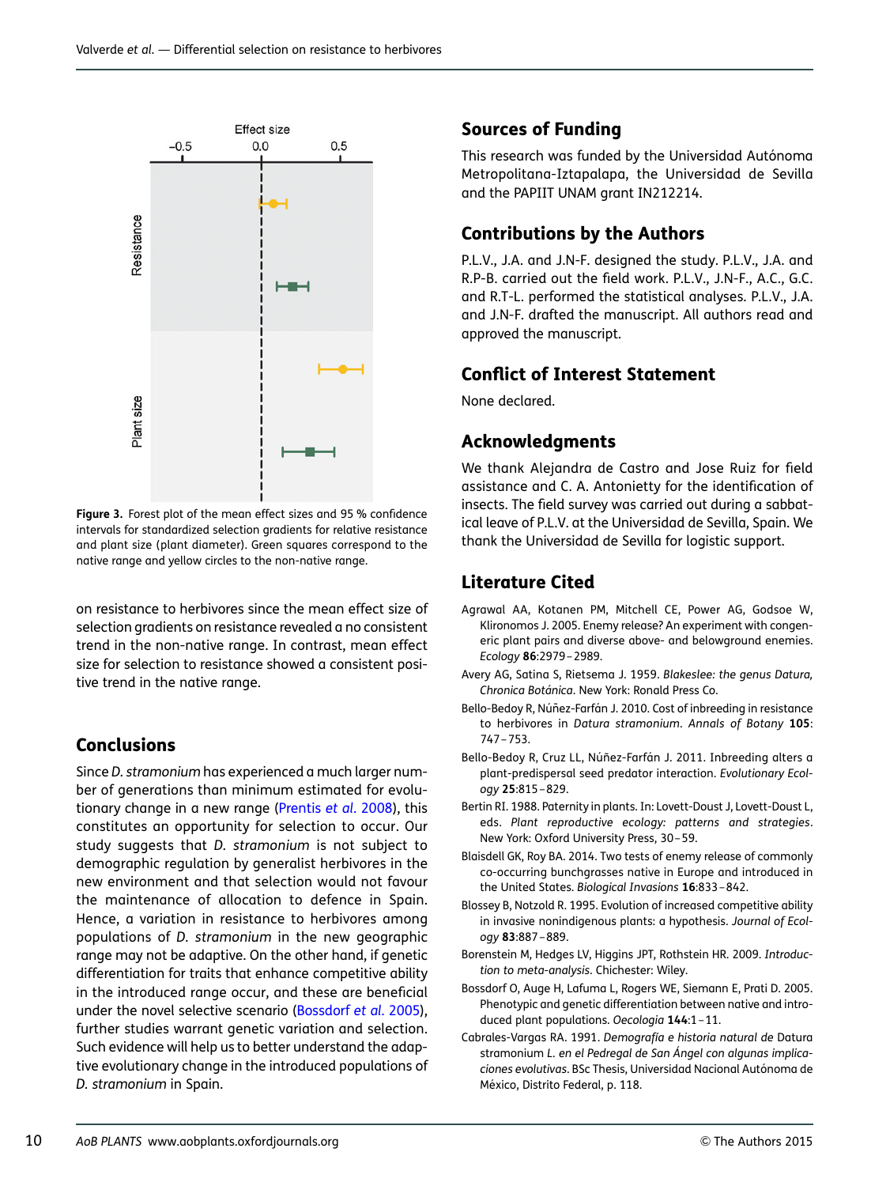Figure 3. Forest plot of the mean effect sizes and 95 % confidence intervals for standardized selection gradients for relative resistance and plant size (plant diameter). Green squares correspond to the native range and yellow circles to the non-native range.

on resistance to herbivores since the mean effect size of selection gradients on resistance revealed a no consistent trend in the non-native range. In contrast, mean effect size for selection to resistance showed a consistent positive trend in the native range.

## Conclusions

Since *D. stramonium* has experienced a much larger number of generations than minimum estimated for evolutionary change in a new range (Prentis *et al.* 2008), this constitutes an opportunity for selection to occur. Our study suggests that *D. stramonium* is not subject to demographic regulation by generalist herbivores in the new environment and that selection would not favour the maintenance of allocation to defence in Spain. Hence, a variation in resistance to herbivores among populations of *D. stramonium* in the new geographic range may not be adaptive. On the other hand, if genetic differentiation for traits that enhance competitive ability in the introduced range occur, and these are beneficial under the novel selective scenario (Bossdorf *et al.* 2005), further studies warrant genetic variation and selection. Such evidence will help us to better understand the adaptive evolutionary change in the introduced populations of *D. stramonium* in Spain.

## Sources of Funding

This research was funded by the Universidad Autónoma Metropolitana-Iztapalapa, the Universidad de Sevilla and the PAPIIT UNAM grant IN212214.

## Contributions by the Authors

P.L.V., J.A. and J.N-F. designed the study. P.L.V., J.A. and R.P-B. carried out the field work. P.L.V., J.N-F., A.C., G.C. and R.T-L. performed the statistical analyses. P.L.V., J.A. and J.N-F. drafted the manuscript. All authors read and approved the manuscript.

## Conflict of Interest Statement

None declared.

## Acknowledgments

We thank Alejandra de Castro and Jose Ruiz for field assistance and C. A. Antonietty for the identification of insects. The field survey was carried out during a sabbatical leave of P.L.V. at the Universidad de Sevilla, Spain. We thank the Universidad de Sevilla for logistic support.

## Literature Cited

Agrawal AA, Kotanen PM, Mitchell CE, Power AG, Godsoe W, Klironomos J. 2005. Enemy release? An experiment with congeneric plant pairs and diverse above- and belowground enemies. *Ecology* **86**:2979–2989.

Avery AG, Satina S, Rietsema J. 1959. *Blakeslee: the genus Datura, Chronica Botánica*. New York: Ronald Press Co.

Bello-Bedoy R, Núñez-Farfán J. 2010. Cost of inbreeding in resistance to herbivores in *Datura stramonium*. *Annals of Botany* **105**: 747–753.

Bello-Bedoy R, Cruz LL, Núñez-Farfán J. 2011. Inbreeding alters a plant-predispersal seed predator interaction. *Evolutionary Ecology* **25**:815–829.

Bertin RI. 1988. Paternity in plants. In: Lovett-Doust J, Lovett-Doust L, eds. *Plant reproductive ecology: patterns and strategies*. New York: Oxford University Press, 30–59.

Blaisdell GK, Roy BA. 2014. Two tests of enemy release of commonly co-occurring bunchgrasses native in Europe and introduced in the United States. *Biological Invasions* **16**:833–842.

Blossey B, Notzold R. 1995. Evolution of increased competitive ability in invasive nonindigenous plants: a hypothesis. *Journal of Ecology* **83**:887–889.

Borenstein M, Hedges LV, Higgins JPT, Rothstein HR. 2009. *Introduction to meta-analysis*. Chichester: Wiley.

Bossdorf O, Auge H, Lafuma L, Rogers WE, Siemann E, Prati D. 2005. Phenotypic and genetic differentiation between native and introduced plant populations. *Oecologia* **144**:1–11.

Cabrales-Vargas RA. 1991. *Demografía e historia natural de* Datura stramonium *L. en el Pedregal de San Ángel con algunas implicaciones evolutivas*. BSc Thesis, Universidad Nacional Autónoma de México, Distrito Federal, p. 118.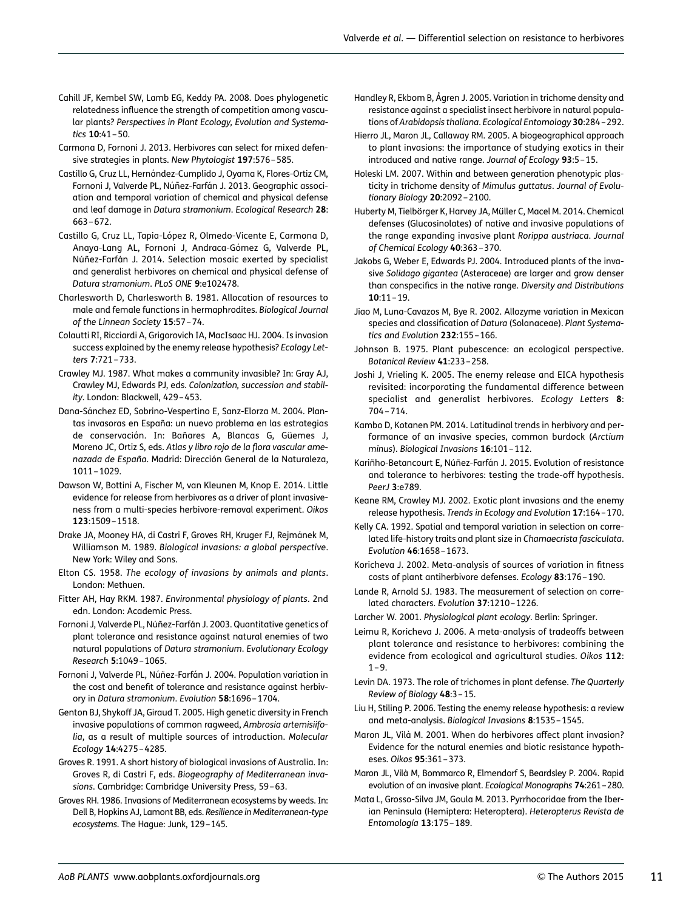Cahill JF, Kembel SW, Lamb EG, Keddy PA. 2008. Does phylogenetic relatedness influence the strength of competition among vascular plants? *Perspectives in Plant Ecology, Evolution and Systematics* **10**:41–50.

Carmona D, Fornoni J. 2013. Herbivores can select for mixed defensive strategies in plants. *New Phytologist* **197**:576–585.

Castillo G, Cruz LL, Hernández-Cumplido J, Oyama K, Flores-Ortiz CM, Fornoni J, Valverde PL, Núñez-Farfán J. 2013. Geographic association and temporal variation of chemical and physical defense and leaf damage in *Datura stramonium*. *Ecological Research* **28**: 663–672.

Castillo G, Cruz LL, Tapia-López R, Olmedo-Vicente E, Carmona D, Anaya-Lang AL, Fornoni J, Andraca-Gómez G, Valverde PL, Núñez-Farfán J. 2014. Selection mosaic exerted by specialist and generalist herbivores on chemical and physical defense of *Datura stramonium*. *PLoS ONE* **9**:e102478.

Charlesworth D, Charlesworth B. 1981. Allocation of resources to male and female functions in hermaphrodites. *Biological Journal of the Linnean Society* **15**:57–74.

Colautti RI, Ricciardi A, Grigorovich IA, MacIsaac HJ. 2004. Is invasion success explained by the enemy release hypothesis? *Ecology Letters* **7**:721–733.

Crawley MJ. 1987. What makes a community invasible? In: Gray AJ, Crawley MJ, Edwards PJ, eds. *Colonization, succession and stability*. London: Blackwell, 429–453.

Dana-Sánchez ED, Sobrino-Vespertino E, Sanz-Elorza M. 2004. Plantas invasoras en España: un nuevo problema en las estrategias de conservación. In: Bañares A, Blancas G, Güemes J, Moreno JC, Ortiz S, eds. *Atlas y libro rojo de la flora vascular amenazada de España*. Madrid: Dirección General de la Naturaleza, 1011–1029.

Dawson W, Bottini A, Fischer M, van Kleunen M, Knop E. 2014. Little evidence for release from herbivores as a driver of plant invasiveness from a multi-species herbivore-removal experiment. *Oikos* **123**:1509–1518.

Drake JA, Mooney HA, di Castri F, Groves RH, Kruger FJ, Rejmánek M, Williamson M. 1989. *Biological invasions: a global perspective*. New York: Wiley and Sons.

Elton CS. 1958. *The ecology of invasions by animals and plants*. London: Methuen.

Fitter AH, Hay RKM. 1987. *Environmental physiology of plants*. 2nd edn. London: Academic Press.

Fornoni J, Valverde PL, Núñez-Farfán J. 2003. Quantitative genetics of plant tolerance and resistance against natural enemies of two natural populations of *Datura stramonium*. *Evolutionary Ecology Research* **5**:1049–1065.

Fornoni J, Valverde PL, Núñez-Farfán J. 2004. Population variation in the cost and benefit of tolerance and resistance against herbivory in *Datura stramonium*. *Evolution* **58**:1696–1704.

Genton BJ, Shykoff JA, Giraud T. 2005. High genetic diversity in French invasive populations of common ragweed, *Ambrosia artemisiifolia*, as a result of multiple sources of introduction. *Molecular Ecology* **14**:4275–4285.

Groves R. 1991. A short history of biological invasions of Australia. In: Groves R, di Castri F, eds. *Biogeography of Mediterranean invasions*. Cambridge: Cambridge University Press, 59–63.

Groves RH. 1986. Invasions of Mediterranean ecosystems by weeds. In: Dell B, Hopkins AJ, Lamont BB, eds. *Resilience in Mediterranean-type ecosystems*. The Hague: Junk, 129–145.

Handley R, Ekbom B, Ågren J. 2005. Variation in trichome density and resistance against a specialist insect herbivore in natural populations of *Arabidopsis thaliana*. *Ecological Entomology* **30**:284–292.

Hierro JL, Maron JL, Callaway RM. 2005. A biogeographical approach to plant invasions: the importance of studying exotics in their introduced and native range. *Journal of Ecology* **93**:5–15.

Holeski LM. 2007. Within and between generation phenotypic plasticity in trichome density of *Mimulus guttatus*. *Journal of Evolutionary Biology* **20**:2092–2100.

Huberty M, Tielbörger K, Harvey JA, Müller C, Macel M. 2014. Chemical defenses (Glucosinolates) of native and invasive populations of the range expanding invasive plant *Rorippa austriaca*. *Journal of Chemical Ecology* **40**:363–370.

Jakobs G, Weber E, Edwards PJ. 2004. Introduced plants of the invasive *Solidago gigantea* (Asteraceae) are larger and grow denser than conspecifics in the native range. *Diversity and Distributions* **10**:11–19.

Jiao M, Luna-Cavazos M, Bye R. 2002. Allozyme variation in Mexican species and classification of *Datura* (Solanaceae). *Plant Systematics and Evolution* **232**:155–166.

Johnson B. 1975. Plant pubescence: an ecological perspective. *Botanical Review* **41**:233–258.

Joshi J, Vrieling K. 2005. The enemy release and EICA hypothesis revisited: incorporating the fundamental difference between specialist and generalist herbivores. *Ecology Letters* **8**: 704–714.

Kambo D, Kotanen PM. 2014. Latitudinal trends in herbivory and performance of an invasive species, common burdock (*Arctium minus*). *Biological Invasions* **16**:101–112.

Kariñho-Betancourt E, Núñez-Farfán J. 2015. Evolution of resistance and tolerance to herbivores: testing the trade-off hypothesis. *PeerJ* **3**:e789.

Keane RM, Crawley MJ. 2002. Exotic plant invasions and the enemy release hypothesis. *Trends in Ecology and Evolution* **17**:164–170.

Kelly CA. 1992. Spatial and temporal variation in selection on correlated life-history traits and plant size in *Chamaecrista fasciculata*. *Evolution* **46**:1658–1673.

Koricheva J. 2002. Meta-analysis of sources of variation in fitness costs of plant antiherbivore defenses. *Ecology* **83**:176–190.

Lande R, Arnold SJ. 1983. The measurement of selection on correlated characters. *Evolution* **37**:1210–1226.

Larcher W. 2001. *Physiological plant ecology*. Berlin: Springer.

Leimu R, Koricheva J. 2006. A meta-analysis of tradeoffs between plant tolerance and resistance to herbivores: combining the evidence from ecological and agricultural studies. *Oikos* **112**: 1–9.

Levin DA. 1973. The role of trichomes in plant defense. *The Quarterly Review of Biology* **48**:3–15.

Liu H, Stiling P. 2006. Testing the enemy release hypothesis: a review and meta-analysis. *Biological Invasions* **8**:1535–1545.

Maron JL, Vilà M. 2001. When do herbivores affect plant invasion? Evidence for the natural enemies and biotic resistance hypotheses. *Oikos* **95**:361–373.

Maron JL, Vilà M, Bommarco R, Elmendorf S, Beardsley P. 2004. Rapid evolution of an invasive plant. *Ecological Monographs* **74**:261–280.

Mata L, Grosso-Silva JM, Goula M. 2013. Pyrrhocoridae from the Iberian Peninsula (Hemiptera: Heteroptera). *Heteropterus Revista de Entomología* **13**:175–189.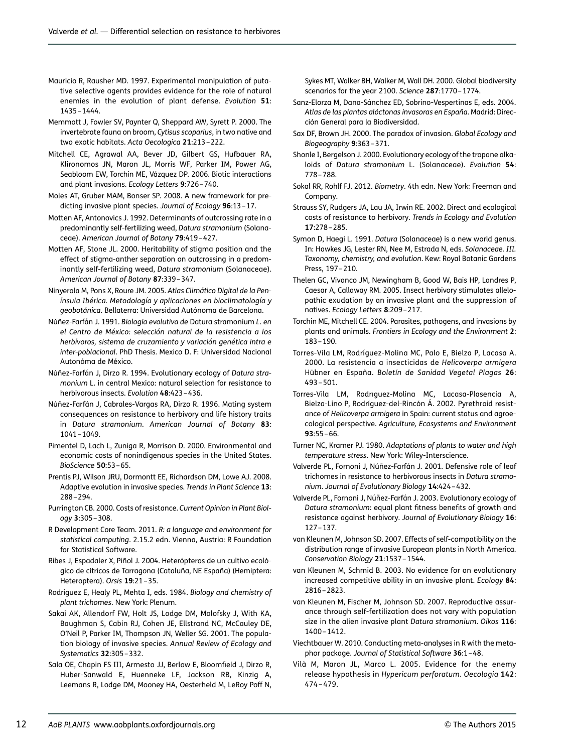Mauricio R, Rausher MD. 1997. Experimental manipulation of putative selective agents provides evidence for the role of natural enemies in the evolution of plant defense. *Evolution* **51**: 1435–1444.

Memmott J, Fowler SV, Paynter Q, Sheppard AW, Syrett P. 2000. The invertebrate fauna on broom, *Cytisus scoparius*, in two native and two exotic habitats. *Acta Oecologica* **21**:213–222.

Mitchell CE, Agrawal AA, Bever JD, Gilbert GS, Hufbauer RA, Klironomos JN, Maron JL, Morris WF, Parker IM, Power AG, Seabloom EW, Torchin ME, Vázquez DP. 2006. Biotic interactions and plant invasions. *Ecology Letters* **9**:726–740.

Moles AT, Gruber MAM, Bonser SP. 2008. A new framework for predicting invasive plant species. *Journal of Ecology* **96**:13–17.

Motten AF, Antonovics J. 1992. Determinants of outcrossing rate in a predominantly self-fertilizing weed, *Datura stramonium* (Solanaceae). *American Journal of Botany* **79**:419–427.

Motten AF, Stone JL. 2000. Heritability of stigma position and the effect of stigma-anther separation on outcrossing in a predominantly self-fertilizing weed, *Datura stramonium* (Solanaceae). *American Journal of Botany* **87**:339–347.

Ninyerola M, Pons X, Roure JM. 2005. *Atlas Climático Digital de la Península Ibérica. Metodología y aplicaciones en bioclimatología y geobotánica*. Bellaterra: Universidad Autónoma de Barcelona.

Núñez-Farfán J. 1991. *Biología evolutiva de* Datura stramonium *L. en el Centro de México: selección natural de la resistencia a los herbívoros, sistema de cruzamiento y variación genética intra e inter-poblacional*. PhD Thesis. Mexico D. F: Universidad Nacional Autonóma de México.

Núñez-Farfán J, Dirzo R. 1994. Evolutionary ecology of *Datura stramonium* L. in central Mexico: natural selection for resistance to herbivorous insects. *Evolution* **48**:423–436.

Núñez-Farfán J, Cabrales-Vargas RA, Dirzo R. 1996. Mating system consequences on resistance to herbivory and life history traits in *Datura stramonium*. *American Journal of Botany* **83**: 1041–1049.

Pimentel D, Lach L, Zuniga R, Morrison D. 2000. Environmental and economic costs of nonindigenous species in the United States. *BioScience* **50**:53–65.

Prentis PJ, Wilson JRU, Dormontt EE, Richardson DM, Lowe AJ. 2008. Adaptive evolution in invasive species. *Trends in Plant Science* **13**: 288–294.

Purrington CB. 2000. Costs of resistance. *Current Opinion in Plant Biology* **3**:305–308.

R Development Core Team. 2011. *R: a language and environment for statistical computing*. 2.15.2 edn. Vienna, Austria: R Foundation for Statistical Software.

Ribes J, Espadaler X, Piñol J. 2004. Heterópteros de un cultivo ecológico de cítricos de Tarragona (Cataluña, NE España) (Hemiptera: Heteroptera). *Orsis* **19**:21–35.

Rodriguez E, Healy PL, Mehta I, eds. 1984. *Biology and chemistry of plant trichomes*. New York: Plenum.

Sakai AK, Allendorf FW, Holt JS, Lodge DM, Molofsky J, With KA, Baughman S, Cabin RJ, Cohen JE, Ellstrand NC, McCauley DE, O'Neil P, Parker IM, Thompson JN, Weller SG. 2001. The population biology of invasive species. *Annual Review of Ecology and Systematics* **32**:305–332.

Sala OE, Chapin FS III, Armesto JJ, Berlow E, Bloomfield J, Dirzo R, Huber-Sanwald E, Huenneke LF, Jackson RB, Kinzig A, Leemans R, Lodge DM, Mooney HA, Oesterheld M, LeRoy Poff N, Sykes MT, Walker BH, Walker M, Wall DH. 2000. Global biodiversity scenarios for the year 2100. *Science* **287**:1770–1774.

Sanz-Elorza M, Dana-Sánchez ED, Sobrino-Vespertinas E, eds. 2004. *Atlas de las plantas alóctonas invasoras en España*. Madrid: Dirección General para la Biodiversidad.

Sax DF, Brown JH. 2000. The paradox of invasion. *Global Ecology and Biogeography* **9**:363–371.

Shonle I, Bergelson J. 2000. Evolutionary ecology of the tropane alkaloids of *Datura stramonium* L. (Solanaceae). *Evolution* **54**: 778–788.

Sokal RR, Rohlf FJ. 2012. *Biometry*. 4th edn. New York: Freeman and Company.

Strauss SY, Rudgers JA, Lau JA, Irwin RE. 2002. Direct and ecological costs of resistance to herbivory. *Trends in Ecology and Evolution* **17**:278–285.

Symon D, Haegi L. 1991. *Datura* (Solanaceae) is a new world genus. In: Hawkes JG, Lester RN, Nee M, Estrada N, eds. *Solanaceae. III. Taxonomy, chemistry, and evolution*. Kew: Royal Botanic Gardens Press, 197–210.

Thelen GC, Vivanco JM, Newingham B, Good W, Bais HP, Landres P, Caesar A, Callaway RM. 2005. Insect herbivory stimulates allelopathic exudation by an invasive plant and the suppression of natives. *Ecology Letters* **8**:209–217.

Torchin ME, Mitchell CE. 2004. Parasites, pathogens, and invasions by plants and animals. *Frontiers in Ecology and the Environment* **2**: 183–190.

Torres-Vila LM, Rodríguez-Molina MC, Palo E, Bielza P, Lacasa A. 2000. La resistencia a insecticidas de *Helicoverpa armigera* Hübner en España. *Boletín de Sanidad Vegetal Plagas* **26**: 493–501.

Torres-Vila LM, Rodrıguez-Molina MC, Lacasa-Plasencia A, Bielza-Lino P, Rodríguez-del-Rincón Á. 2002. Pyrethroid resistance of *Helicoverpa armigera* in Spain: current status and agroecological perspective. *Agriculture, Ecosystems and Environment* **93**:55–66.

Turner NC, Kramer PJ. 1980. *Adaptations of plants to water and high temperature stress*. New York: Wiley-Interscience.

Valverde PL, Fornoni J, Núñez-Farfán J. 2001. Defensive role of leaf trichomes in resistance to herbivorous insects in *Datura stramonium*. *Journal of Evolutionary Biology* **14**:424–432.

Valverde PL, Fornoni J, Núñez-Farfán J. 2003. Evolutionary ecology of *Datura stramonium*: equal plant fitness benefits of growth and resistance against herbivory. *Journal of Evolutionary Biology* **16**: 127–137.

van Kleunen M, Johnson SD. 2007. Effects of self-compatibility on the distribution range of invasive European plants in North America. *Conservation Biology* **21**:1537–1544.

van Kleunen M, Schmid B. 2003. No evidence for an evolutionary increased competitive ability in an invasive plant. *Ecology* **84**: 2816–2823.

van Kleunen M, Fischer M, Johnson SD. 2007. Reproductive assurance through self-fertilization does not vary with population size in the alien invasive plant *Datura stramonium*. *Oikos* **116**: 1400–1412.

Viechtbauer W. 2010. Conducting meta-analyses in R with the metaphor package. *Journal of Statistical Software* **36**:1–48.

Vilà M, Maron JL, Marco L. 2005. Evidence for the enemy release hypothesis in *Hypericum perforatum*. *Oecologia* **142**: 474–479.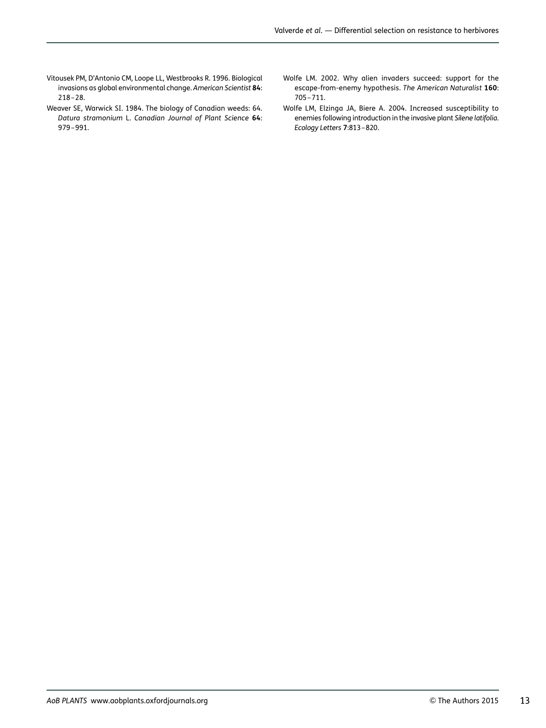Vitousek PM, D'Antonio CM, Loope LL, Westbrooks R. 1996. Biological invasions as global environmental change. *American Scientist* **84**: 218–28.

Weaver SE, Warwick SI. 1984. The biology of Canadian weeds: 64. *Datura stramonium* L. *Canadian Journal of Plant Science* **64**: 979–991.

Wolfe LM. 2002. Why alien invaders succeed: support for the escape-from-enemy hypothesis. *The American Naturalist* **160**: 705–711.

Wolfe LM, Elzinga JA, Biere A. 2004. Increased susceptibility to enemies following introduction in the invasive plant *Silene latifolia*. *Ecology Letters* **7**:813–820.